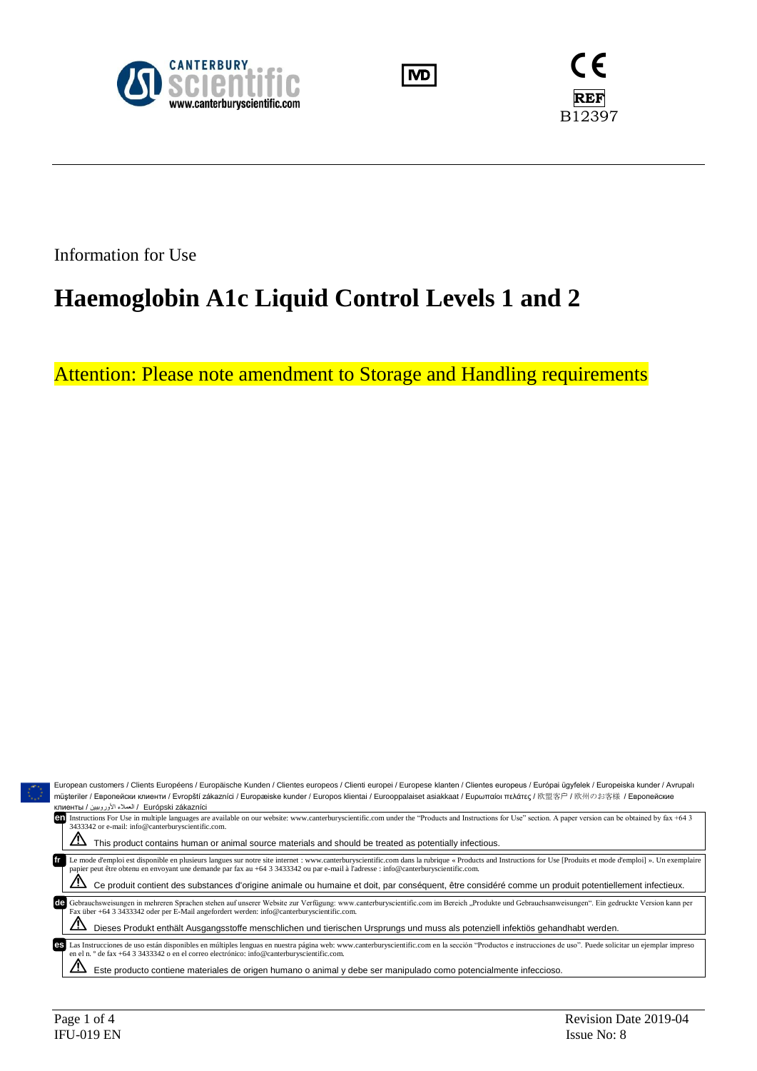CANTERBURY scientific
www.canterburyscientific.com

IVD

CE

REF
B12397

Information for Use

# Haemoglobin A1c Liquid Control Levels 1 and 2

Attention: Please note amendment to Storage and Handling requirements

European customers / Clients Européens / Europäische Kunden / Clientes europeos / Clienti europei / Europese klanten / Clientes europeus / Európai ügyfelek / Europeiska kunder / Avrupalı müşteriler / Европейски клиенти / Evropští zákazníci / Europæiske kunder / Europos klientai / Eurooppalaiset asiakkaat / Ευρωπαίοι πελάτες / 欧盟客户 / 欧州のお客様 / Европейские клиенты / العملاء الأوروبيين / Európski zákazníci

**en** Instructions For Use in multiple languages are available on our website: www.canterburyscientific.com under the "Products and Instructions for Use" section. A paper version can be obtained by fax +64 3 3433342 or e-mail: info@canterburyscientific.com.

⚠ This product contains human or animal source materials and should be treated as potentially infectious.

**fr** Le mode d'emploi est disponible en plusieurs langues sur notre site internet : www.canterburyscientific.com dans la rubrique « Products and Instructions for Use [Produits et mode d'emploi] ». Un exemplaire papier peut être obtenu en envoyant une demande par fax au +64 3 3433342 ou par e-mail à l'adresse : info@canterburyscientific.com.

⚠ Ce produit contient des substances d'origine animale ou humaine et doit, par conséquent, être considéré comme un produit potentiellement infectieux.

**de** Gebrauchsweisungen in mehreren Sprachen stehen auf unserer Website zur Verfügung: www.canterburyscientific.com im Bereich „Produkte und Gebrauchsanweisungen". Ein gedruckte Version kann per Fax über +64 3 3433342 oder per E-Mail angefordert werden: info@canterburyscientific.com.

⚠ Dieses Produkt enthält Ausgangsstoffe menschlichen und tierischen Ursprungs und muss als potenziell infektiös gehandhabt werden.

**es** Las Instrucciones de uso están disponibles en múltiples lenguas en nuestra página web: www.canterburyscientific.com en la sección "Productos e instrucciones de uso". Puede solicitar un ejemplar impreso en el n. º de fax +64 3 3433342 o en el correo electrónico: info@canterburyscientific.com.

⚠ Este producto contiene materiales de origen humano o animal y debe ser manipulado como potencialmente infeccioso.

IFU-019 EN — Revision Date 2019-04 — Issue No: 8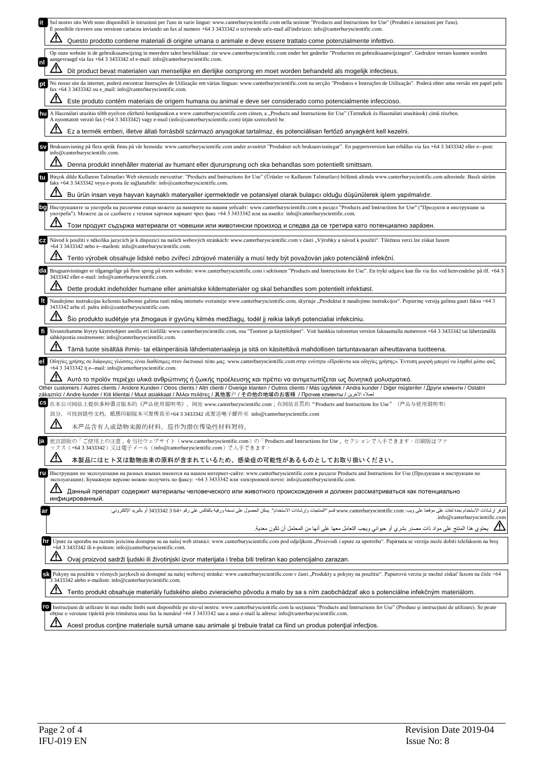**it** Sul nostro sito Web sono disponibili le istruzioni per l'uso in varie lingue: www.canterburyscientific.com nella sezione "Products and Instructions for Use" (Prodotti e istruzioni per l'uso). È possibile ricevere una versione cartacea inviando un fax al numero +64 3 3433342 o scrivendo un'e-mail all'indirizzo: info@canterburyscientific.com.

⚠ Questo prodotto contiene materiali di origine umana o animale e deve essere trattato come potenzialmente infettivo.

**nl** Op onze website is de gebruiksaanwijzing in meerdere talen beschikbaar: zie www.canterburyscientific.com onder het gedeelte "Producten en gebruiksaanwijzingen". Gedrukte versies kunnen worden aangevraagd via fax +64 3 3433342 of e-mail: info@canterburyscientific.com.

⚠ Dit product bevat materialen van menselijke en dierlijke oorsprong en moet worden behandeld als mogelijk infectieus.

**pt** No nosso site da internet, poderá encontrar Instruções de Utilização em várias línguas: www.canterburyscientific.com na secção "Produtos e Instruções de Utilização". Poderá obter uma versão em papel pelo fax +64 3 3433342 ou e_mail: info@canterburyscientific.com.

⚠ Este produto contém materiais de origem humana ou animal e deve ser considerado como potencialmente infeccioso.

**hu** A Használati utasítás több nyelven elérhető honlapunkon a www.canterburyscientific.com címen, a „Products and Instructions for Use" (Termékek és Használati utasítások) című részben. A nyomtatott verzió fax (+64 3 3433342) vagy e-mail (info@canterburyscientific.com) útján szerezhető be.

⚠ Ez a termék emberi, illetve állati forrásból származó anyagokat tartalmaz, és potenciálisan fertőző anyagként kell kezelni.

**sv** Bruksanvisning på flera språk finns på vår hemsida: www.canterburyscientific.com under avsnittet "Produkter och bruksanvisningar". En pappersversion kan erhållas via fax +64 3 3433342 eller e--post: info@canterburyscientific.com.

⚠ Denna produkt innehåller material av humant eller djurursprung och ska behandlas som potentiellt smittsam.

**tu** Birçok dilde Kullanım Talimatları Web sitemizde mevcuttur: "Products and Instructions for Use" (Ürünler ve Kullanım Talimatları) bölümü altında www.canterburyscientific.com adresinde. Basılı sürüm faks +64 3 3433342 veya e-posta ile sağlanabilir: info@canterburyscientific.com.

⚠ Bu ürün insan veya hayvan kaynaklı materyaller içermektedir ve potansiyel olarak bulaşıcı olduğu düşünülerek işlem yapılmalıdır.

**bg** Инструкциите за употреба на различни езици можете да намерите на нашия уебсайт: www.canterburyscientific.com в раздел "Products and Instructions for Use" ("Продукти и инструкции за употреба"). Можете да се сдобиете с техния хартиен вариант чрез факс +64 3 3433342 или на имейл: info@canterburyscientific.com.

⚠ Този продукт съдържа материали от човешки или животински произход и следва да се третира като потенциално зарàзен.

**cz** Návod k použití v několika jazycích je k dispozici na našich webových stránkách: www.canterburyscientific.com v části „Výrobky a návod k použití". Tištěnou verzi lze získat faxem +64 3 3433342 nebo e--mailem: info@canterburyscientific.com.

⚠ Tento výrobek obsahuje lidské nebo zvířecí zdrojové materiály a musí tedy být považován jako potenciálně infekční.

**da** Brugsanvisninger er tilgængelige på flere sprog på vores website: www.canterburyscientific.com i sektionen "Products and Instructions for Use". En trykt udgave kan fås via fax ved henvendelse på tlf. +64 3 3433342 eller e-mail: info@canterburyscientific.com.

⚠ Dette produkt indeholder humane eller animalske kildematerialer og skal behandles som potentielt infektiøst.

**lt** Naudojimo instrukcijas keliomis kalbomis galima rasti mūsų interneto svetainėje www.canterburyscientific.com, skyriuje „Produktai ir naudojimo instrukcijos". Popierinę versiją galima gauti faksu +64 3 3433342 arba el. paštu info@canterburyscientific.com.

⚠ Šio produkto sudėtyje yra žmogaus ir gyvūnų kilmės medžiagų, todėl jį reikia laikyti potencialiai infekciniu.

**fi** Sivustoltamme löytyy käyttöohjeet useilla eri kielillä: www.canterburyscientific.com, osa "Tuotteet ja käyttöohjeet". Voit hankkia tulostetun version faksaamalla numeroon +64 3 3433342 tai lähettämällä sähköpostia osoitteeseen: info@canterburyscientific.com.

⚠ Tämä tuote sisältää ihmis- tai eläinperäisiä lähdemateriaaleja ja sitä on käsiteltävä mahdollisen tartuntavaaran aiheuttavana tuotteena.

**el** Οδηγίες χρήσης σε διάφορες γλώσσες είναι διαθέσιμες στον δικτυακό τόπο μας: www.canterburyscientific.com στην ενότητα «Προϊόντα και οδηγίες χρήσης». Έντυπη μορφή μπορεί να ληφθεί μέσω φαξ +64 3 3433342 ή e--mail: info@canterburyscientific.com.

⚠ Αυτό το προϊόν περιέχει υλικά ανθρώπινης ή ζωικής προέλευσης και πρέπει να αντιμετωπίζεται ως δυνητικά μολυσματικό.

Other customers / Autres clients / Andere Kunden / Otros clients / Altri clienti / Overige klanten / Outros clientes / Más ügyfelek / Andra kunder / Diğer müşteriler / Други клиенти / Ostatní zákazníci / Andre kunder / Kiti klientai / Muut asiakkaat / Άλλοι πελάτες / 其他客户 / その他の地域のお客様 / Прочие клиенты / لعملاء الآخرين

**cs** 在本公司网站上提供多种语言版本的《产品使用说明书》，网址 www.canterburyscientific.com；在网站首页的 "Products and Instructions for Use"（产品与使用说明书）部分，可找到这些文档。纸质印刷版本可发传真至+64 3 3433342 或发送电子邮件至 info@canterburyscientific.com

⚠ 本产品含有人或动物来源的材料，应作为潜在传染性材料对待。

**ja** 他言語版の「ご使用上の注意」を当社ウェブサイト（www.canterburyscientific.com）の「Products and Instructions for Use」セクションで入手できます。印刷版はファックス（+64 3 3433342）又は電子メール（info@canterburyscientific.com）で入手できます。

⚠ 本製品にはヒト又は動物由来の原料が含まれているため、感染症の可能性があるものとしてお取り扱いください。

**ru** Инструкции по эксплуатации на разных языках имеются на нашем интернет-сайте: www.canterburyscientific.com в разделе Products and Instructions for Use (Продукция и инструкции по эксплуатации). Бумажную версию можно получить по факсу: +64 3 3433342 или электронной почте: info@canterburyscientific.com.

⚠ Данный препарат содержит материалы человеческого или животного происхождения и должен рассматриваться как потенциально инфицированный.

**ar** تتوفر إرشادات الاستخدام بعدة لغات على موقعنا على ويب: www.canterburyscientific.com قسم "المنتجات وإرشادات الاستخدام". يمكن الحصول على نسخة ورقية بالفاكس على رقم 64+ 3 3433342 أو بالبريد الإلكتروني: info@canterburyscientific.com.

⚠ يحتوي هذا المنتج على مواد ذات مصدر بشري أو حيواني ويجب التعامل معها على أنها من المحتمل أن تكون معدية.

**hr** Upute za uporabu na raznim jezicima dostupne su na našoj web stranici: www.canterburyscientific.com pod odjeljkom „Proizvodi i upute za upotrebu". Papirnata se verzija može dobiti telefaksom na broj +64 3 3433342 ili e-poštom: info@canterburyscientific.com.

⚠ Ovaj proizvod sadrži ljudski ili životinjski izvor materijala i treba biti tretiran kao potencijalno zarazan.

**sk** Pokyny na použitie v rôznych jazykoch sú dostupné na našej webovej stránke: www.canterburyscientific.com v časti „Produkty a pokyny na použitie". Papierovú verziu je možné získať faxom na čísle +64 3 3433342 alebo e-mailom: info@canterburyscientific.com.

⚠ Tento produkt obsahuje materiály ľudského alebo zvieracieho pôvodu a malo by sa s ním zaobchádzať ako s potenciálne infekčným materiálom.

**ro** Instrucţiuni de utilizare în mai multe limbi sunt disponibile pe site-ul nostru: www.canterburyscientific.com la secţiunea "Products and Instructions for Use" (Produse şi instrucţiuni de utilizare). Se poate obţine o versiune tipărită prin trimiterea unui fax la numărul +64 3 3433342 sau a unui e-mail la adresa: info@canterburyscientific.com.

⚠ Acest produs conţine materiale sursă umane sau animale şi trebuie tratat ca fiind un produs potenţial infecţios.

IFU-019 EN

Revision Date 2019-04

Issue No: 8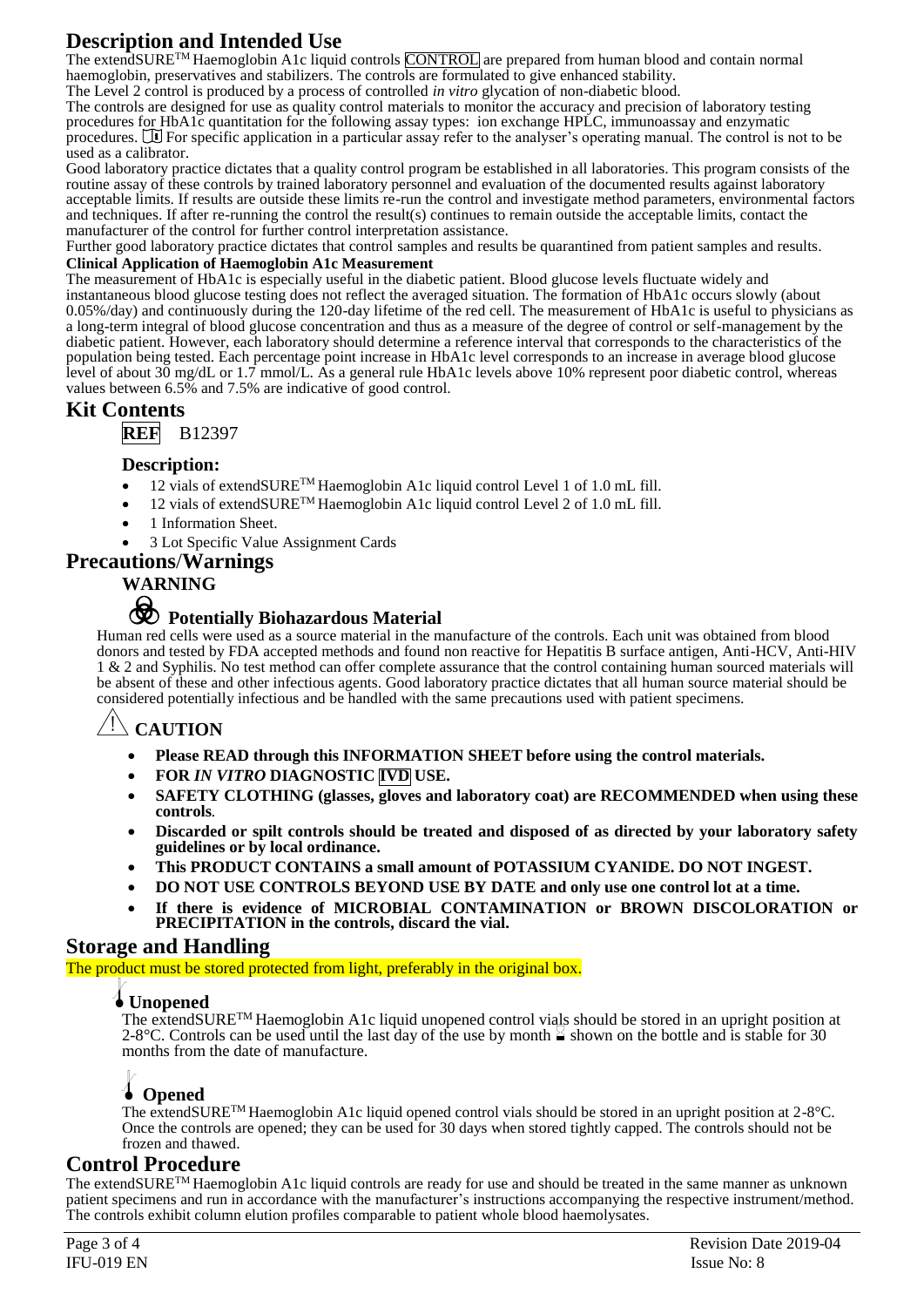# Description and Intended Use

The extendSURE™ Haemoglobin A1c liquid controls CONTROL are prepared from human blood and contain normal haemoglobin, preservatives and stabilizers. The controls are formulated to give enhanced stability.

The Level 2 control is produced by a process of controlled *in vitro* glycation of non-diabetic blood.

The controls are designed for use as quality control materials to monitor the accuracy and precision of laboratory testing procedures for HbA1c quantitation for the following assay types: ion exchange HPLC, immunoassay and enzymatic procedures. For specific application in a particular assay refer to the analyser's operating manual. The control is not to be used as a calibrator.

Good laboratory practice dictates that a quality control program be established in all laboratories. This program consists of the routine assay of these controls by trained laboratory personnel and evaluation of the documented results against laboratory acceptable limits. If results are outside these limits re-run the control and investigate method parameters, environmental factors and techniques. If after re-running the control the result(s) continues to remain outside the acceptable limits, contact the manufacturer of the control for further control interpretation assistance.

Further good laboratory practice dictates that control samples and results be quarantined from patient samples and results.

**Clinical Application of Haemoglobin A1c Measurement**

The measurement of HbA1c is especially useful in the diabetic patient. Blood glucose levels fluctuate widely and instantaneous blood glucose testing does not reflect the averaged situation. The formation of HbA1c occurs slowly (about 0.05%/day) and continuously during the 120-day lifetime of the red cell. The measurement of HbA1c is useful to physicians as a long-term integral of blood glucose concentration and thus as a measure of the degree of control or self-management by the diabetic patient. However, each laboratory should determine a reference interval that corresponds to the characteristics of the population being tested. Each percentage point increase in HbA1c level corresponds to an increase in average blood glucose level of about 30 mg/dL or 1.7 mmol/L. As a general rule HbA1c levels above 10% represent poor diabetic control, whereas values between 6.5% and 7.5% are indicative of good control.

# Kit Contents

**REF** B12397

### Description:

- 12 vials of extendSURE™ Haemoglobin A1c liquid control Level 1 of 1.0 mL fill.
- 12 vials of extendSURE™ Haemoglobin A1c liquid control Level 2 of 1.0 mL fill.
- 1 Information Sheet.
- 3 Lot Specific Value Assignment Cards

# Precautions/Warnings

**WARNING**

### Potentially Biohazardous Material

Human red cells were used as a source material in the manufacture of the controls. Each unit was obtained from blood donors and tested by FDA accepted methods and found non reactive for Hepatitis B surface antigen, Anti-HCV, Anti-HIV 1 & 2 and Syphilis. No test method can offer complete assurance that the control containing human sourced materials will be absent of these and other infectious agents. Good laboratory practice dictates that all human source material should be considered potentially infectious and be handled with the same precautions used with patient specimens.

## CAUTION

- **Please READ through this INFORMATION SHEET before using the control materials.**
- **FOR *IN VITRO* DIAGNOSTIC IVD USE.**
- **SAFETY CLOTHING (glasses, gloves and laboratory coat) are RECOMMENDED when using these controls**.
- **Discarded or spilt controls should be treated and disposed of as directed by your laboratory safety guidelines or by local ordinance.**
- **This PRODUCT CONTAINS a small amount of POTASSIUM CYANIDE. DO NOT INGEST.**
- **DO NOT USE CONTROLS BEYOND USE BY DATE and only use one control lot at a time.**
- **If there is evidence of MICROBIAL CONTAMINATION or BROWN DISCOLORATION or PRECIPITATION in the controls, discard the vial.**

# Storage and Handling

The product must be stored protected from light, preferably in the original box.

### Unopened

The extendSURE™ Haemoglobin A1c liquid unopened control vials should be stored in an upright position at 2-8°C. Controls can be used until the last day of the use by month shown on the bottle and is stable for 30 months from the date of manufacture.

### Opened

The extendSURE™ Haemoglobin A1c liquid opened control vials should be stored in an upright position at 2-8°C. Once the controls are opened; they can be used for 30 days when stored tightly capped. The controls should not be frozen and thawed.

# Control Procedure

The extendSURE™ Haemoglobin A1c liquid controls are ready for use and should be treated in the same manner as unknown patient specimens and run in accordance with the manufacturer's instructions accompanying the respective instrument/method. The controls exhibit column elution profiles comparable to patient whole blood haemolysates.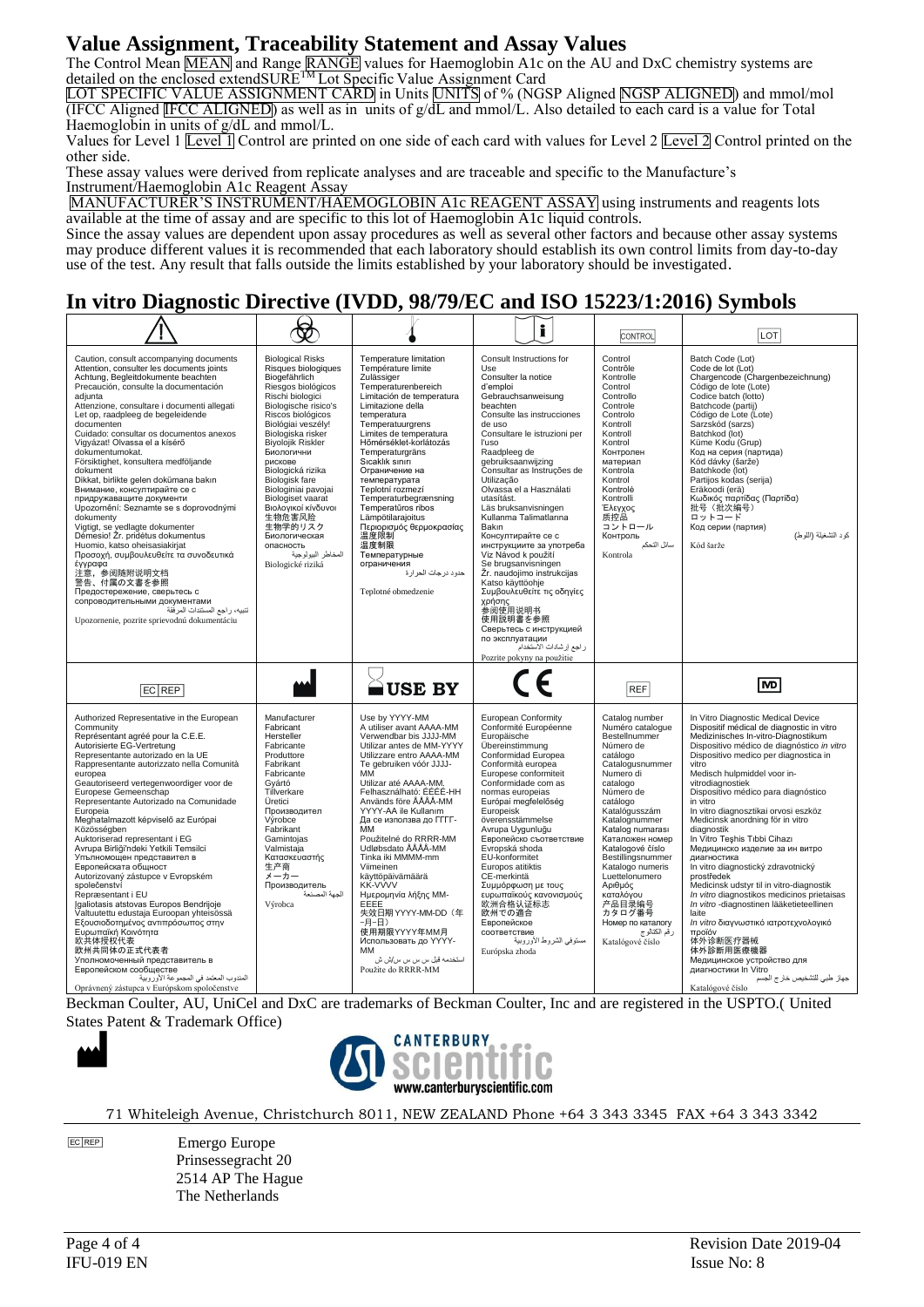# Value Assignment, Traceability Statement and Assay Values

The Control Mean MEAN and Range RANGE values for Haemoglobin A1c on the AU and DxC chemistry systems are detailed on the enclosed extendSURE™ Lot Specific Value Assignment Card LOT SPECIFIC VALUE ASSIGNMENT CARD in Units UNITS of % (NGSP Aligned NGSP ALIGNED) and mmol/mol (IFCC Aligned IFCC ALIGNED) as well as in units of g/dL and mmol/L. Also detailed to each card is a value for Total Haemoglobin in units of g/dL and mmol/L.

Values for Level 1 Level 1 Control are printed on one side of each card with values for Level 2 Level 2 Control printed on the other side.

These assay values were derived from replicate analyses and are traceable and specific to the Manufacture's Instrument/Haemoglobin A1c Reagent Assay MANUFACTURER'S INSTRUMENT/HAEMOGLOBIN A1c REAGENT ASSAY using instruments and reagents lots available at the time of assay and are specific to this lot of Haemoglobin A1c liquid controls.

Since the assay values are dependent upon assay procedures as well as several other factors and because other assay systems may produce different values it is recommended that each laboratory should establish its own control limits from day-to-day use of the test. Any result that falls outside the limits established by your laboratory should be investigated.

# In vitro Diagnostic Directive (IVDD, 98/79/EC and ISO 15223/1:2016) Symbols

| ⚠ | Biohazard | Temperature limit | i | CONTROL | LOT |
|---|---|---|---|---|---|
| Caution, consult accompanying documents<br>Attention, consulter les documents joints<br>Achtung, Begleitdokumente beachten<br>Precaución, consulte la documentación adjunta<br>Attenzione, consultare i documenti allegati<br>Let op, raadpleeg de begeleidende documenten<br>Cuidado: consultar os documentos anexos<br>Vigyázat! Olvassa el a kísérő dokumentumokat.<br>Försiktighet, konsultera medföljande dokument<br>Dikkat, birlikte gelen dokümana bakın<br>Внимание, консултирайте се с придружаващите документи<br>Upozornění: Seznamte se s doprovodnými dokumenty<br>Vigtigt, se vedlagte dokumenter<br>Démesio! Žr. pridėtus dokumentus<br>Huomio, katso oheisasiakirjat<br>Προσοχή, συμβουλευθείτε τα συνοδευτικά έγγραφα<br>注意，参阅随附说明文档<br>警告、付属の文書を参照<br>Предостережение, сверьтесь с сопроводительными документами<br>تنبيه، راجع المستندات المرفقة<br>Upozornenie, pozrite sprievodnú dokumentáciu | Biological Risks<br>Risques biologiques<br>Biogefährlich<br>Riesgos biológicos<br>Rischi biologici<br>Biologische risico's<br>Riscos biológicos<br>Biológiai veszély!<br>Biologiska risker<br>Biyolojik Riskler<br>Биологични рискове<br>Biologická rizika<br>Biologisk fare<br>Biologiniai pavojai<br>Biologiset vaarat<br>Βιολογικοί κίνδυνοι<br>生物危害风险<br>生物学的リスク<br>Биологическая опасность<br>المخاطر البيولوجية<br>Biologické riziká | Temperature limitation<br>Température limite<br>Zulässiger Temperaturenbereich<br>Limitación de temperatura<br>Limitazione della temperatura<br>Temperatuurgrens<br>Limites de temperatura<br>Hőmérséklet-korlátozás<br>Temperaturgräns<br>Sıcaklık sınırı<br>Ограничение на температурата<br>Teplotní rozmezí<br>Temperaturbegrænsning<br>Temperatūros ribos<br>Lämpötilarajoitus<br>Περιορισμός θερμοκρασίας<br>温度限制<br>温度制限<br>Температурные ограничения<br>حدود درجات الحرارة<br>Teplotné obmedzenie | Consult Instructions for Use<br>Consulter la notice d'emploi<br>Gebrauchsanweisung beachten<br>Consulte las instrucciones de uso<br>Consultare le istruzioni per l'uso<br>Raadpleeg de gebruiksaanwijzing<br>Consultar as Instruções de Utilização<br>Olvassa el a Használati utasítást.<br>Läs bruksanvisningen<br>Kullanma Talimatlarına Bakın<br>Консултирайте се с инструкциите за употреба<br>Viz Návod k použití<br>Se brugsanvisningen<br>Žr. naudojimo instrukcijas<br>Katso käyttöohje<br>Συμβουλευθείτε τις οδηγίες χρήσης<br>参阅使用说明书<br>使用説明書を参照<br>Сверьтесь с инструкцией по эксплуатации<br>راجع إرشادات الاستخدام<br>Pozrite pokyny na použitie | Control<br>Contrôle<br>Kontrolle<br>Control<br>Controllo<br>Controle<br>Controlo<br>Kontroll<br>Kontroll<br>Kontrol<br>Контролен материал<br>Kontrola<br>Kontrol<br>Kontrolė<br>Kontrolli<br>Έλεγχος<br>质控品<br>コントロール<br>Контроль<br>سائل التحكم<br>Kontrola | Batch Code (Lot)<br>Code de lot (Lot)<br>Chargencode (Chargenbezeichnung)<br>Código de lote (Lote)<br>Codice batch (lotto)<br>Batchcode (partij)<br>Código de Lote (Lote)<br>Sarzskód (sarzs)<br>Batchkod (lot)<br>Küme Kodu (Grup)<br>Код на серия (партида)<br>Kód dávky (šarže)<br>Batchkode (lot)<br>Partijos kodas (serija)<br>Eräkoodi (erä)<br>Κωδικός παρτίδας (Παρτίδα)<br>批号（批次编号）<br>ロットコード<br>Код серии (партия)<br>كود التشغيلة (اللوط)<br>Kód šarže |
| EC REP | Manufacturer symbol | USE BY | CE | REF | IVD |
| Authorized Representative in the European Community<br>Représentant agréé pour la C.E.E.<br>Autorisierte EG-Vertretung<br>Representante autorizado en la UE<br>Rappresentante autorizzato nella Comunità europea<br>Geautoriseerd vertegenwoordiger voor de Europese Gemeenschap<br>Representante Autorizado na Comunidade Europeia<br>Meghatalmazott képviselő az Európai Közösségben<br>Auktoriserad representant i EG<br>Avrupa Birliği'ndeki Yetkili Temsilci<br>Упълномощен представител в Европейската общност<br>Autorizovaný zástupce v Evropském společenství<br>Repræsentant i EU<br>Įgaliotasis atstovas Europos Bendrijoje<br>Valtuutettu edustaja Euroopan yhteisössä<br>Εξουσιοδοτημένος αντιπρόσωπος στην Ευρωπαϊκή Κοινότητα<br>欧共体授权代表<br>欧州共同体の正式代表者<br>Уполномоченный представитель в Европейском сообществе<br>المندوب المعتمد في المجموعة الأوروبية<br>Oprávnený zástupca v Európskom spoločenstve | Manufacturer<br>Fabricant<br>Hersteller<br>Fabricante<br>Produttore<br>Fabrikant<br>Fabricante<br>Gyártó<br>Tillverkare<br>Üretici<br>Производител<br>Výrobce<br>Fabrikant<br>Gamintojas<br>Valmistaja<br>Κατασκευαστής<br>生产商<br>メーカー<br>Производитель<br>الجهة المصنعة<br>Výrobca | Use by YYYY-MM<br>A utiliser avant AAAA-MM<br>Verwendbar bis JJJJ-MM<br>Utilizar antes de MM-YYYY<br>Utilizzare entro AAAA-MM<br>Te gebruiken vóór JJJJ-MM<br>Utilizar até AAAA-MM.<br>Felhasználható: ÉÉÉÉ-HH<br>Används före ÅÅÅÅ-MM<br>YYYY-AA ile Kullanım<br>Да се използва до ГГГГ-ММ<br>Použitelné do RRRR-MM<br>Udløbsdato ÅÅÅÅ-MM<br>Tinka iki MMMM-mm<br>Viimeinen käyttöpäivämäärä KK-VVVV<br>Ημερομηνία λήξης MM-EEEE<br>失效日期 YYYY-MM-DD（年-月-日）<br>使用期限YYYY年MM月<br>Использовать до YYYY-MM<br>استخدمه قبل س س س س/ش ش<br>Použite do RRRR-MM | European Conformity<br>Conformité Européenne<br>Europäische Übereinstimmung<br>Conformidad Europea<br>Conformità europea<br>Europese conformiteit<br>Conformidade com as normas europeias<br>Európai megfelelőség<br>Europeisk överensstämmelse<br>Avrupa Uygunluğu<br>Европейско съответствие<br>Evropská shoda<br>EU-konformitet<br>Europos atitiktis<br>CE-merkintä<br>Συμμόρφωση με τους ευρωπαϊκούς κανονισμούς<br>欧洲合格认证标志<br>欧州での適合<br>Европейское соответствие<br>مستوفي الشروط الأوروبية<br>Európska zhoda | Catalog number<br>Numéro catalogue<br>Bestellnummer<br>Número de catálogo<br>Catalogusnummer<br>Numero di catalogo<br>Número de catálogo<br>Katalógusszám<br>Katalognummer<br>Katalog numarası<br>Каталожен номер<br>Katalogové číslo<br>Bestillingsnummer<br>Katalogo numeris<br>Luettelonumero<br>Αριθμός καταλόγου<br>产品目录编号<br>カタログ番号<br>Номер по каталогу<br>رقم الكتالوج<br>Katalógové číslo | In Vitro Diagnostic Medical Device<br>Dispositif médical de diagnostic in vitro<br>Medizinisches In-vitro-Diagnostikum<br>Dispositivo médico de diagnóstico *in vitro*<br>Dispositivo medico per diagnostica in vitro<br>Medisch hulpmiddel voor in-vitrodiagnostiek<br>Dispositivo médico para diagnóstico in vitro<br>In vitro diagnosztikai orvosi eszköz<br>Medicinsk anordning för in vitro diagnostik<br>In Vitro Teşhis Tıbbi Cihazı<br>Медицинско изделие за ин витро диагностика<br>In vitro diagnostický zdravotnický prostředek<br>Medicinsk udstyr til in vitro-diagnostik<br>*In vitro* diagnostikos medicinos prietaisas<br>*In vitro* -diagnostinen lääketieteellinen laite<br>*In vitro* διαγνωστικό ιατροτεχνολογικό προϊόν<br>体外诊断医疗器械<br>体外診断用医療機器<br>Медицинское устройство для диагностики In Vitro<br>جهاز طبي للتشخيص خارج الجسم<br>Katalógové číslo |

Beckman Coulter, AU, UniCel and DxC are trademarks of Beckman Coulter, Inc and are registered in the USPTO.( United States Patent & Trademark Office)

CANTERBURY scientific
www.canterburyscientific.com

71 Whiteleigh Avenue, Christchurch 8011, NEW ZEALAND Phone +64 3 343 3345 FAX +64 3 343 3342

EC REP

Emergo Europe
Prinsessegracht 20
2514 AP The Hague
The Netherlands

IFU-019 EN

Revision Date 2019-04
Issue No: 8